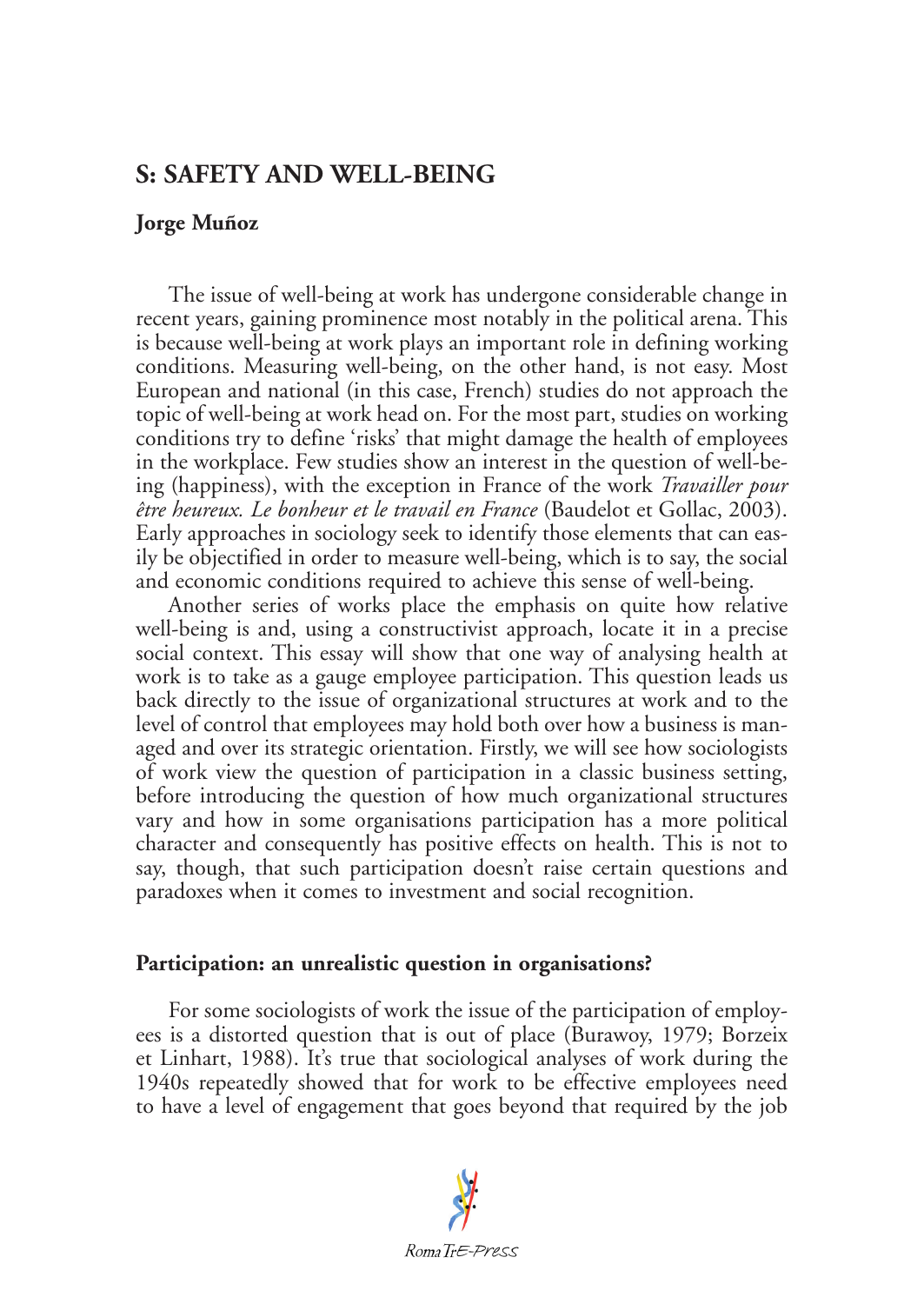# S: SAFETY AND WELL-BEING

**Jorge Muñoz**

The issue of well-being at work has undergone considerable change in recent years, gaining prominence most notably in the political arena. This is because well-being at work plays an important role in defining working conditions. Measuring well-being, on the other hand, is not easy. Most European and national (in this case, French) studies do not approach the topic of well-being at work head on. For the most part, studies on working conditions try to define 'risks' that might damage the health of employees in the workplace. Few studies show an interest in the question of well-being (happiness), with the exception in France of the work *Travailler pour être heureux. Le bonheur et le travail en France* (Baudelot et Gollac, 2003). Early approaches in sociology seek to identify those elements that can easily be objectified in order to measure well-being, which is to say, the social and economic conditions required to achieve this sense of well-being.

Another series of works place the emphasis on quite how relative well-being is and, using a constructivist approach, locate it in a precise social context. This essay will show that one way of analysing health at work is to take as a gauge employee participation. This question leads us back directly to the issue of organizational structures at work and to the level of control that employees may hold both over how a business is managed and over its strategic orientation. Firstly, we will see how sociologists of work view the question of participation in a classic business setting, before introducing the question of how much organizational structures vary and how in some organisations participation has a more political character and consequently has positive effects on health. This is not to say, though, that such participation doesn't raise certain questions and paradoxes when it comes to investment and social recognition.

## Participation: an unrealistic question in organisations?

For some sociologists of work the issue of the participation of employees is a distorted question that is out of place (Burawoy, 1979; Borzeix et Linhart, 1988). It's true that sociological analyses of work during the 1940s repeatedly showed that for work to be effective employees need to have a level of engagement that goes beyond that required by the job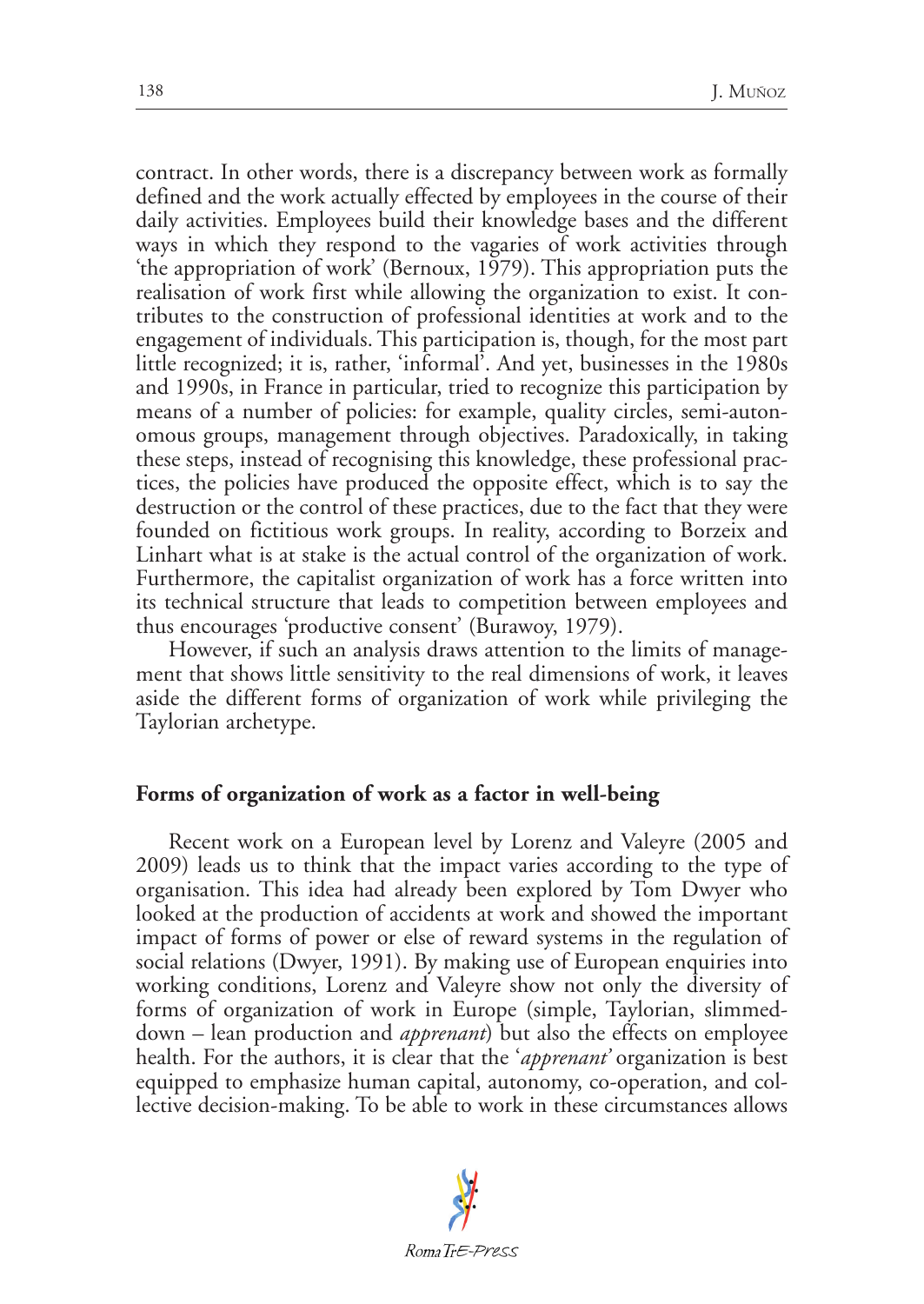contract. In other words, there is a discrepancy between work as formally defined and the work actually effected by employees in the course of their daily activities. Employees build their knowledge bases and the different ways in which they respond to the vagaries of work activities through 'the appropriation of work' (Bernoux, 1979). This appropriation puts the realisation of work first while allowing the organization to exist. It contributes to the construction of professional identities at work and to the engagement of individuals. This participation is, though, for the most part little recognized; it is, rather, 'informal'. And yet, businesses in the 1980s and 1990s, in France in particular, tried to recognize this participation by means of a number of policies: for example, quality circles, semi-autonomous groups, management through objectives. Paradoxically, in taking these steps, instead of recognising this knowledge, these professional practices, the policies have produced the opposite effect, which is to say the destruction or the control of these practices, due to the fact that they were founded on fictitious work groups. In reality, according to Borzeix and Linhart what is at stake is the actual control of the organization of work. Furthermore, the capitalist organization of work has a force written into its technical structure that leads to competition between employees and thus encourages 'productive consent' (Burawoy, 1979).

However, if such an analysis draws attention to the limits of management that shows little sensitivity to the real dimensions of work, it leaves aside the different forms of organization of work while privileging the Taylorian archetype.

## Forms of organization of work as a factor in well-being

Recent work on a European level by Lorenz and Valeyre (2005 and 2009) leads us to think that the impact varies according to the type of organisation. This idea had already been explored by Tom Dwyer who looked at the production of accidents at work and showed the important impact of forms of power or else of reward systems in the regulation of social relations (Dwyer, 1991). By making use of European enquiries into working conditions, Lorenz and Valeyre show not only the diversity of forms of organization of work in Europe (simple, Taylorian, slimmed-down – lean production and *apprenant*) but also the effects on employee health. For the authors, it is clear that the '*apprenant*' organization is best equipped to emphasize human capital, autonomy, co-operation, and collective decision-making. To be able to work in these circumstances allows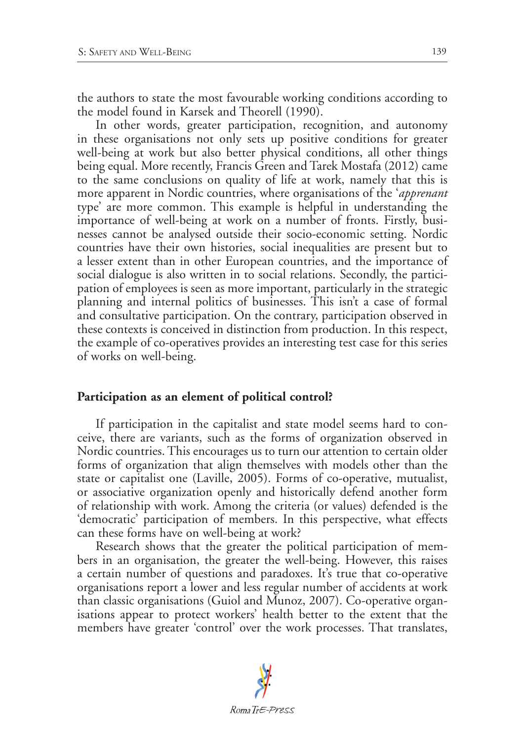the authors to state the most favourable working conditions according to the model found in Karsek and Theorell (1990).

In other words, greater participation, recognition, and autonomy in these organisations not only sets up positive conditions for greater well-being at work but also better physical conditions, all other things being equal. More recently, Francis Green and Tarek Mostafa (2012) came to the same conclusions on quality of life at work, namely that this is more apparent in Nordic countries, where organisations of the '*apprenant* type' are more common. This example is helpful in understanding the importance of well-being at work on a number of fronts. Firstly, businesses cannot be analysed outside their socio-economic setting. Nordic countries have their own histories, social inequalities are present but to a lesser extent than in other European countries, and the importance of social dialogue is also written in to social relations. Secondly, the participation of employees is seen as more important, particularly in the strategic planning and internal politics of businesses. This isn't a case of formal and consultative participation. On the contrary, participation observed in these contexts is conceived in distinction from production. In this respect, the example of co-operatives provides an interesting test case for this series of works on well-being.

## Participation as an element of political control?

If participation in the capitalist and state model seems hard to conceive, there are variants, such as the forms of organization observed in Nordic countries. This encourages us to turn our attention to certain older forms of organization that align themselves with models other than the state or capitalist one (Laville, 2005). Forms of co-operative, mutualist, or associative organization openly and historically defend another form of relationship with work. Among the criteria (or values) defended is the 'democratic' participation of members. In this perspective, what effects can these forms have on well-being at work?

Research shows that the greater the political participation of members in an organisation, the greater the well-being. However, this raises a certain number of questions and paradoxes. It's true that co-operative organisations report a lower and less regular number of accidents at work than classic organisations (Guiol and Munoz, 2007). Co-operative organisations appear to protect workers' health better to the extent that the members have greater 'control' over the work processes. That translates,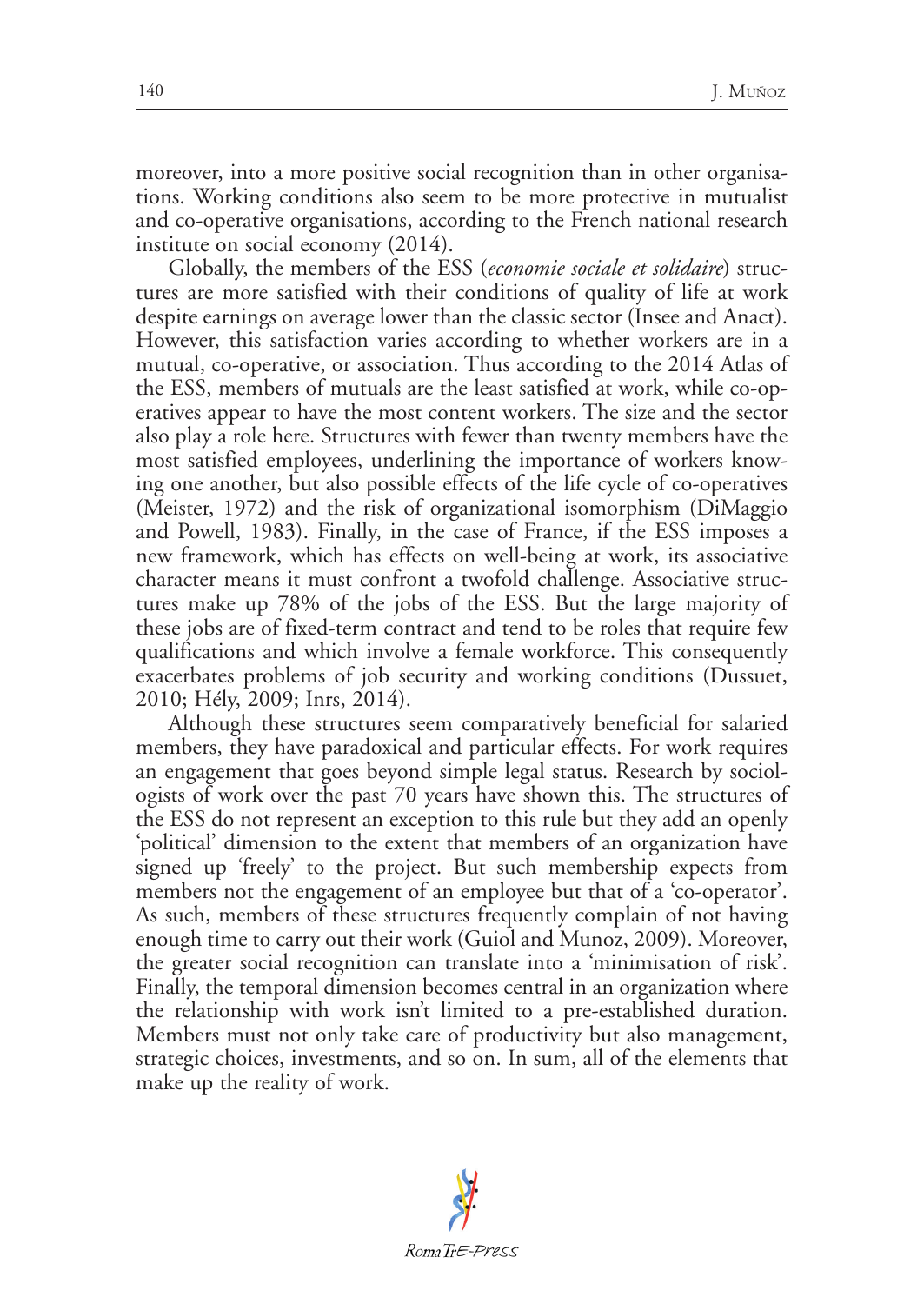moreover, into a more positive social recognition than in other organisations. Working conditions also seem to be more protective in mutualist and co-operative organisations, according to the French national research institute on social economy (2014).

Globally, the members of the ESS (*economie sociale et solidaire*) structures are more satisfied with their conditions of quality of life at work despite earnings on average lower than the classic sector (Insee and Anact). However, this satisfaction varies according to whether workers are in a mutual, co-operative, or association. Thus according to the 2014 Atlas of the ESS, members of mutuals are the least satisfied at work, while co-operatives appear to have the most content workers. The size and the sector also play a role here. Structures with fewer than twenty members have the most satisfied employees, underlining the importance of workers knowing one another, but also possible effects of the life cycle of co-operatives (Meister, 1972) and the risk of organizational isomorphism (DiMaggio and Powell, 1983). Finally, in the case of France, if the ESS imposes a new framework, which has effects on well-being at work, its associative character means it must confront a twofold challenge. Associative structures make up 78% of the jobs of the ESS. But the large majority of these jobs are of fixed-term contract and tend to be roles that require few qualifications and which involve a female workforce. This consequently exacerbates problems of job security and working conditions (Dussuet, 2010; Hély, 2009; Inrs, 2014).

Although these structures seem comparatively beneficial for salaried members, they have paradoxical and particular effects. For work requires an engagement that goes beyond simple legal status. Research by sociologists of work over the past 70 years have shown this. The structures of the ESS do not represent an exception to this rule but they add an openly 'political' dimension to the extent that members of an organization have signed up 'freely' to the project. But such membership expects from members not the engagement of an employee but that of a 'co-operator'. As such, members of these structures frequently complain of not having enough time to carry out their work (Guiol and Munoz, 2009). Moreover, the greater social recognition can translate into a 'minimisation of risk'. Finally, the temporal dimension becomes central in an organization where the relationship with work isn't limited to a pre-established duration. Members must not only take care of productivity but also management, strategic choices, investments, and so on. In sum, all of the elements that make up the reality of work.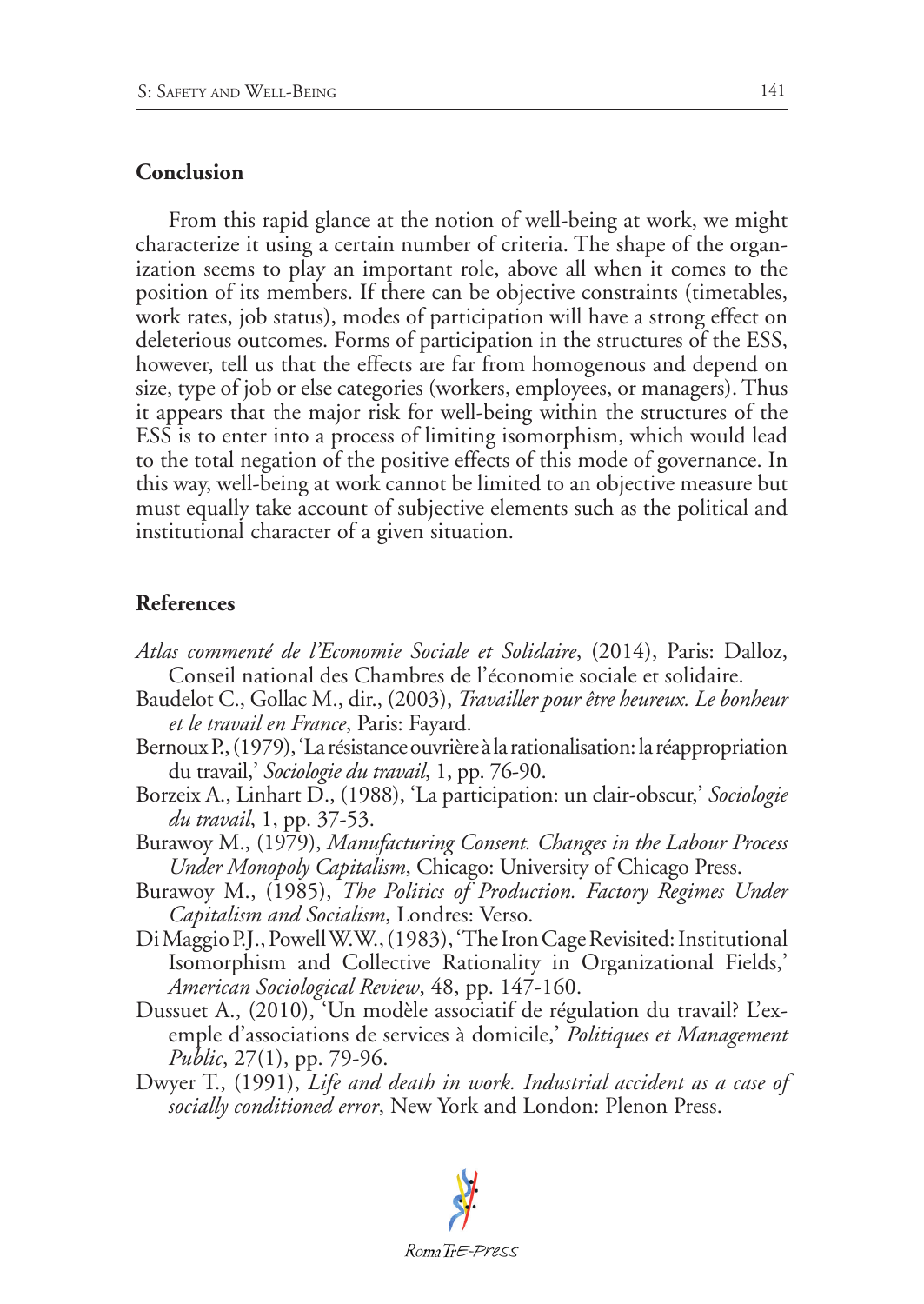## Conclusion

From this rapid glance at the notion of well-being at work, we might characterize it using a certain number of criteria. The shape of the organization seems to play an important role, above all when it comes to the position of its members. If there can be objective constraints (timetables, work rates, job status), modes of participation will have a strong effect on deleterious outcomes. Forms of participation in the structures of the ESS, however, tell us that the effects are far from homogenous and depend on size, type of job or else categories (workers, employees, or managers). Thus it appears that the major risk for well-being within the structures of the ESS is to enter into a process of limiting isomorphism, which would lead to the total negation of the positive effects of this mode of governance. In this way, well-being at work cannot be limited to an objective measure but must equally take account of subjective elements such as the political and institutional character of a given situation.

## References

*Atlas commenté de l'Economie Sociale et Solidaire*, (2014), Paris: Dalloz, Conseil national des Chambres de l'économie sociale et solidaire.

Baudelot C., Gollac M., dir., (2003), *Travailler pour être heureux. Le bonheur et le travail en France*, Paris: Fayard.

Bernoux P., (1979), 'La résistance ouvrière à la rationalisation: la réappropriation du travail,' *Sociologie du travail*, 1, pp. 76-90.

Borzeix A., Linhart D., (1988), 'La participation: un clair-obscur,' *Sociologie du travail*, 1, pp. 37-53.

Burawoy M., (1979), *Manufacturing Consent. Changes in the Labour Process Under Monopoly Capitalism*, Chicago: University of Chicago Press.

Burawoy M., (1985), *The Politics of Production. Factory Regimes Under Capitalism and Socialism*, Londres: Verso.

Di Maggio P.J., Powell W.W., (1983), 'The Iron Cage Revisited: Institutional Isomorphism and Collective Rationality in Organizational Fields,' *American Sociological Review*, 48, pp. 147-160.

Dussuet A., (2010), 'Un modèle associatif de régulation du travail? L'exemple d'associations de services à domicile,' *Politiques et Management Public*, 27(1), pp. 79-96.

Dwyer T., (1991), *Life and death in work. Industrial accident as a case of socially conditioned error*, New York and London: Plenon Press.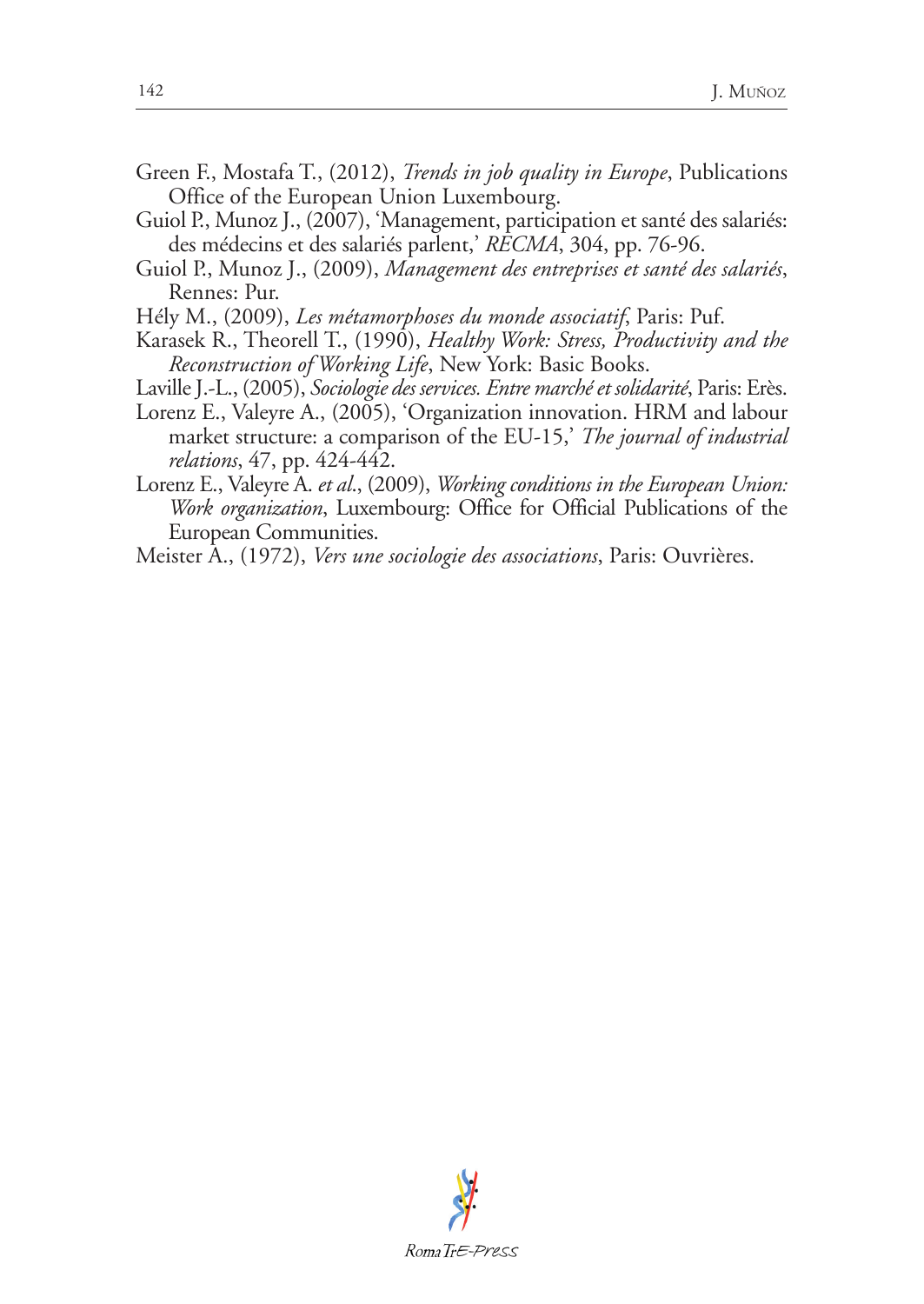Green F., Mostafa T., (2012), *Trends in job quality in Europe*, Publications Office of the European Union Luxembourg.

Guiol P., Munoz J., (2007), 'Management, participation et santé des salariés: des médecins et des salariés parlent,' *RECMA*, 304, pp. 76-96.

Guiol P., Munoz J., (2009), *Management des entreprises et santé des salariés*, Rennes: Pur.

Hély M., (2009), *Les métamorphoses du monde associatif*, Paris: Puf.

Karasek R., Theorell T., (1990), *Healthy Work: Stress, Productivity and the Reconstruction of Working Life*, New York: Basic Books.

Laville J.-L., (2005), *Sociologie des services. Entre marché et solidarité*, Paris: Erès.

Lorenz E., Valeyre A., (2005), 'Organization innovation. HRM and labour market structure: a comparison of the EU-15,' *The journal of industrial relations*, 47, pp. 424-442.

Lorenz E., Valeyre A. *et al*., (2009), *Working conditions in the European Union: Work organization*, Luxembourg: Office for Official Publications of the European Communities.

Meister A., (1972), *Vers une sociologie des associations*, Paris: Ouvrières.